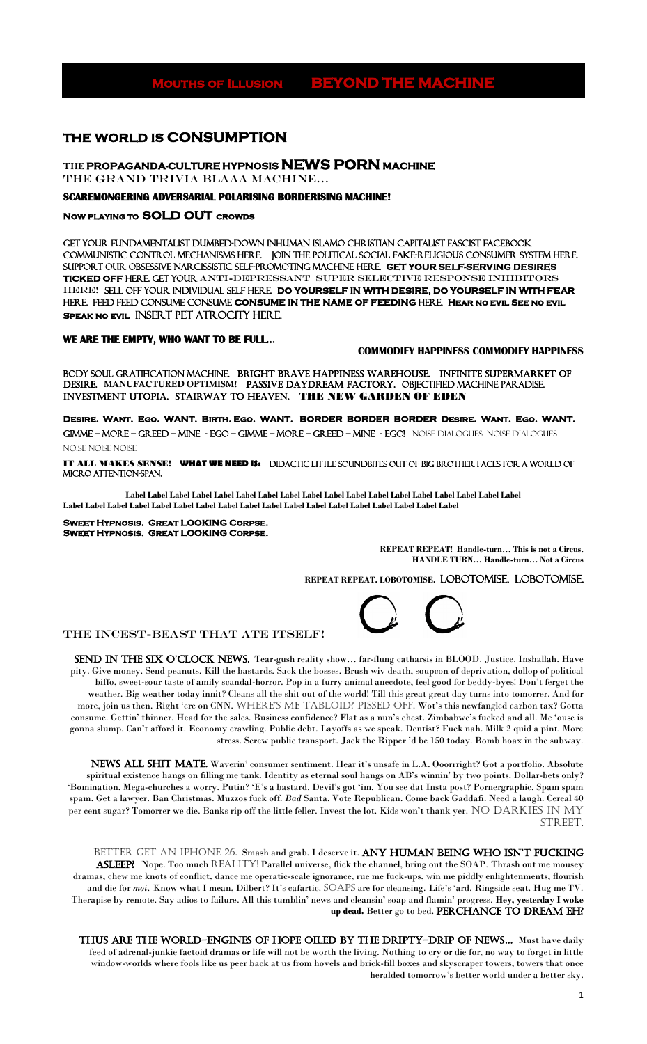**Mouths of Illusion BEYOND THE MACHINE**

# THE WORLD IS CONSUMPTION

## THE PROPAGANDA-CULTURE HYPNOSIS NEWS PORN MACHINE

THE GRAND TRIVIA BLAAA MACHINE…

**SCAREMONGERING ADVERSARIAL POLARISING BORDERISING MACHINE!**

**Now playing to SOLD OUT crowds**

GET YOUR FUNDAMENTALIST DUMBED-DOWN INHUMAN ISLAMO CHRISTIAN CAPITALIST FASCIST FACEBOOK COMMUNISTIC CONTROL MECHANISMS HERE. JOIN THE POLITICAL SOCIAL FAKE-RELIGIOUS CONSUMER SYSTEM HERE. SUPPORT OUR OBSESSIVE NARCISSISTIC SELF-PROMOTING MACHINE HERE. **GET YOUR SELF-SERVING DESIRES TICKED OFF** HERE. GET YOUR ANTI-DEPRESSANT SUPER SELECTIVE RESPONSE INHIBITORS HERE! SELL OFF YOUR INDIVIDUAL SELF HERE. **DO YOURSELF IN WITH DESIRE, DO YOURSELF IN WITH FEAR** HERE. FEED FEED CONSUME CONSUME **CONSUME IN THE NAME OF FEEDING** HERE. **Hear no evil See no evil Speak no evil** INSERT PET ATROCITY HERE.

**WE ARE THE EMPTY, WHO WANT TO BE FULL…**

**COMMODIFY HAPPINESS COMMODIFY HAPPINESS**

BODY SOUL GRATIFICATION MACHINE. **BRIGHT BRAVE HAPPINESS WAREHOUSE. INFINITE SUPERMARKET OF DESIRE. MANUFACTURED OPTIMISM! PASSIVE DAYDREAM FACTORY.** OBJECTIFIED MACHINE PARADISE. **INVESTMENT UTOPIA. STAIRWAY TO HEAVEN. THE NEW GARDEN OF EDEN**

**Desire. Want. Ego. WANT. Birth. Ego. WANT. BORDER BORDER BORDER Desire. Want. Ego. WANT.**
GIMME – MORE – GREED – MINE - EGO – GIMME – MORE – GREED – MINE - EGO! NOISE DIALOGUES NOISE DIALOGUES NOISE NOISE NOISE

**IT ALL MAKES SENSE! WHAT WE NEED IS:** DIDACTIC LITTLE SOUNDBITES OUT OF BIG BROTHER FACES FOR A WORLD OF MICRO ATTENTION-SPAN.

**Label Label Label Label Label Label Label Label Label Label Label Label Label Label Label Label Label Label Label Label Label Label Label Label Label Label Label Label Label Label Label Label Label Label Label Label Label Label Label Label Label Label**

**Sweet Hypnosis. Great LOOKING Corpse.**
**Sweet Hypnosis. Great LOOKING Corpse.**

**REPEAT REPEAT! Handle-turn… This is not a Circus.**
**HANDLE TURN… Handle-turn… Not a Circus**

**REPEAT REPEAT. LOBOTOMISE.** LOBOTOMISE. LOBOTOMISE.

THE INCEST-BEAST THAT ATE ITSELF!

SEND IN THE SIX O'CLOCK NEWS. Tear-gush reality show… far-flung catharsis in BLOOD. Justice. Inshallah. Have pity. Give money. Send peanuts. Kill the bastards. Sack the bosses. Brush wiv death, soupcon of deprivation, dollop of political biffo, sweet-sour taste of amily scandal-horror. Pop in a furry animal anecdote, feel good for beddy-byes! Don't ferget the weather. Big weather today innit? Cleans all the shit out of the world! Till this great great day turns into tomorrer. And for more, join us then. Right 'ere on CNN. WHERE'S ME TABLOID? PISSED OFF. Wot's this newfangled carbon tax? Gotta consume. Gettin' thinner. Head for the sales. Business confidence? Flat as a nun's chest. Zimbabwe's fucked and all. Me 'ouse is gonna slump. Can't afford it. Economy crawling. Public debt. Layoffs as we speak. Dentist? Fuck nah. Milk 2 quid a pint. More stress. Screw public transport. Jack the Ripper 'd be 150 today. Bomb hoax in the subway.

NEWS ALL SHIT MATE. Waverin' consumer sentiment. Hear it's unsafe in L.A. Ooorrright? Got a portfolio. Absolute spiritual existence hangs on filling me tank. Identity as eternal soul hangs on AB's winnin' by two points. Dollar-bets only? 'Bomination. Mega-churches a worry. Putin? 'E's a bastard. Devil's got 'im. You see dat Insta post? Pornergraphic. Spam spam spam. Get a lawyer. Ban Christmas. Muzzos fuck off. *Bad* Santa. Vote Republican. Come back Gaddafi. Need a laugh. Cereal 40 per cent sugar? Tomorrer we die. Banks rip off the little feller. Invest the lot. Kids won't thank yer. NO DARKIES IN MY STREET.

BETTER GET AN IPHONE 26. Smash and grab. I deserve it. ANY HUMAN BEING WHO ISN'T FUCKING ASLEEP? Nope. Too much REALITY! Parallel universe, flick the channel, bring out the SOAP. Thrash out me mousey dramas, chew me knots of conflict, dance me operatic-scale ignorance, rue me fuck-ups, win me piddly enlightenments, flourish and die for *moi*. Know what I mean, Dilbert? It's cafartic. SOAPS are for cleansing. Life's 'ard. Ringside seat. Hug me TV. Therapise by remote. Say adios to failure. All this tumblin' news and cleansin' soap and flamin' progress. **Hey, yesterday I woke up dead.** Better go to bed. PERCHANCE TO DREAM EH?

THUS ARE THE WORLD-ENGINES OF HOPE OILED BY THE DRIPTY-DRIP OF NEWS… Must have daily feed of adrenal-junkie factoid dramas or life will not be worth the living. Nothing to cry or die for, no way to forget in little window-worlds where fools like us peer back at us from hovels and brick-fill boxes and skyscraper towers, towers that once heralded tomorrow's better world under a better sky.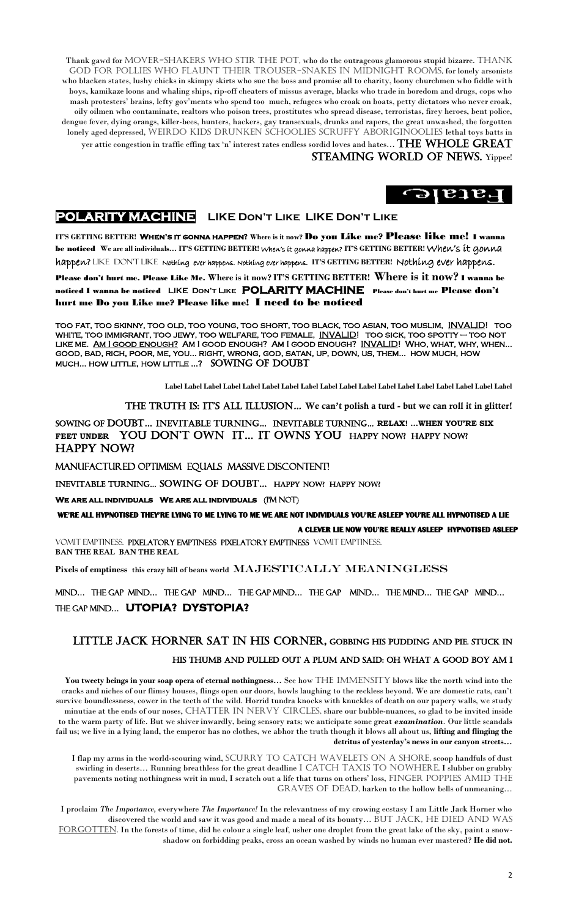Thank gawd for MOVER-SHAKERS WHO STIR THE POT, who do the outrageous glamorous stupid bizarre. THANK GOD FOR POLLIES WHO FLAUNT THEIR TROUSER-SNAKES IN MIDNIGHT ROOMS, for lonely arsonists who blacken states, lushy chicks in skimpy skirts who sue the boss and promise all to charity, loony churchmen who fiddle with boys, kamikaze loons and whaling ships, rip-off cheaters of missus average, blacks who trade in boredom and drugs, cops who mash protesters' brains, lefty gov'ments who spend too much, refugees who croak on boats, petty dictators who never croak, oily oilmen who contaminate, realtors who poison trees, prostitutes who spread disease, terroristas, firey heroes, bent police, dengue fever, dying orangs, killer-bees, hunters, hackers, gay transexuals, drunks and rapers, the great unwashed, the forgotten lonely aged depressed, WEIRDO KIDS DRUNKEN SCHOOLIES SCRUFFY ABORIGINOOLIES lethal toys batts in yer attic congestion in traffic effing tax 'n' interest rates endless sordid loves and hates… **THE WHOLE GREAT STEAMING WORLD OF NEWS.** Yippee!

Fatale

## POLARITY MACHINE LIKE Don't Like LIKE Don't Like

**IT'S GETTING BETTER! When's it gonna happen? Where is it now? Do you Like me? Please like me! I wanna be noticed We are all individuals… IT'S GETTING BETTER!** When's it gonna happen? **IT'S GETTING BETTER!** When's it gonna happen? LIKE DON'T LIKE Nothing ever happens. Nothing ever happens. **IT'S GETTING BETTER!** Nothing ever happens.

**Please don't hurt me. Please Like Me. Where is it now? IT'S GETTING BETTER! Where is it now? I wanna be noticed I wanna be noticed LIKE Don't Like POLARITY MACHINE Please don't hurt me Please don't hurt me Do you Like me? Please like me! I need to be noticed**

TOO FAT, TOO SKINNY, TOO OLD, TOO YOUNG, TOO SHORT, TOO BLACK, TOO ASIAN, TOO MUSLIM, INVALID! TOO WHITE, TOO IMMIGRANT, TOO JEWY, TOO WELFARE, TOO FEMALE, INVALID! TOO SICK, TOO SPOTTY – TOO NOT LIKE ME. AM I GOOD ENOUGH? AM I GOOD ENOUGH? AM I GOOD ENOUGH? INVALID! WHO, WHAT, WHY, WHEN… GOOD, BAD, RICH, POOR, ME, YOU… RIGHT, WRONG, GOD, SATAN, UP, DOWN, US, THEM… HOW MUCH, HOW MUCH… HOW LITTLE, HOW LITTLE …? SOWING OF DOUBT

**Label Label Label Label Label Label Label Label Label Label Label Label Label Label Label Label Label Label**

THE TRUTH IS: IT'S ALL ILLUSION… **We can't polish a turd - but we can roll it in glitter!**

SOWING OF DOUBT… INEVITABLE TURNING… INEVITABLE TURNING… **RELAX! …WHEN YOU'RE SIX FEET UNDER** YOU DON'T OWN IT… IT OWNS YOU HAPPY NOW? HAPPY NOW? HAPPY NOW?

MANUFACTURED OPTIMISM EQUALS MASSIVE DISCONTENT!

INEVITABLE TURNING… SOWING OF DOUBT… HAPPY NOW? HAPPY NOW?

**WE ARE ALL INDIVIDUALS WE ARE ALL INDIVIDUALS** (I'M NOT)

**WE'RE ALL HYPNOTISED THEY'RE LYING TO ME LYING TO ME WE ARE NOT INDIVIDUALS YOU'RE ASLEEP YOU'RE ALL HYPNOTISED A LIE**

**A CLEVER LIE NOW YOU'RE REALLY ASLEEP HYPNOTISED ASLEEP**

VOMIT EMPTINESS. PIXELATORY EMPTINESS PIXELATORY EMPTINESS VOMIT EMPTINESS.
**BAN THE REAL BAN THE REAL**

**Pixels of emptiness this crazy hill of beans world** MAJESTICALLY MEANINGLESS

MIND… THE GAP MIND… THE GAP MIND… THE GAP MIND… THE GAP MIND… THE MIND… THE GAP MIND… THE GAP MIND… **UTOPIA? DYSTOPIA?**

## LITTLE JACK HORNER SAT IN HIS CORNER, GOBBING HIS PUDDING AND PIE. STUCK IN HIS THUMB AND PULLED OUT A PLUM AND SAID: OH WHAT A GOOD BOY AM I

**You tweety beings in your soap opera of eternal nothingness…** See how THE IMMENSITY blows like the north wind into the cracks and niches of our flimsy houses, flings open our doors, howls laughing to the reckless beyond. We are domestic rats, can't survive boundlessness, cower in the teeth of the wild. Horrid tundra knocks with knuckles of death on our papery walls, we study minutiae at the ends of our noses, CHATTER IN NERVY CIRCLES, share our bubble-nuances, so glad to be invited inside to the warm party of life. But we shiver inwardly, being sensory rats; we anticipate some great ***examination***. Our little scandals fail us; we live in a lying land, the emperor has no clothes, we abhor the truth though it blows all about us, **lifting and flinging the detritus of yesterday's news in our canyon streets…**

I flap my arms in the world-scouring wind, SCURRY TO CATCH WAVELETS ON A SHORE, scoop handfuls of dust swirling in deserts… Running breathless for the great deadline I CATCH TAXIS TO NOWHERE, I slubber on grubby pavements noting nothingness writ in mud, I scratch out a life that turns on others' loss, FINGER POPPIES AMID THE GRAVES OF DEAD, harken to the hollow bells of unmeaning…

I proclaim *The Importance*, everywhere *The Importance!* In the relevantness of my crowing ecstasy I am Little Jack Horner who discovered the world and saw it was good and made a meal of its bounty… BUT JACK, HE DIED AND WAS FORGOTTEN. In the forests of time, did he colour a single leaf, usher one droplet from the great lake of the sky, paint a snow-shadow on forbidding peaks, cross an ocean washed by winds no human ever mastered? **He did not.**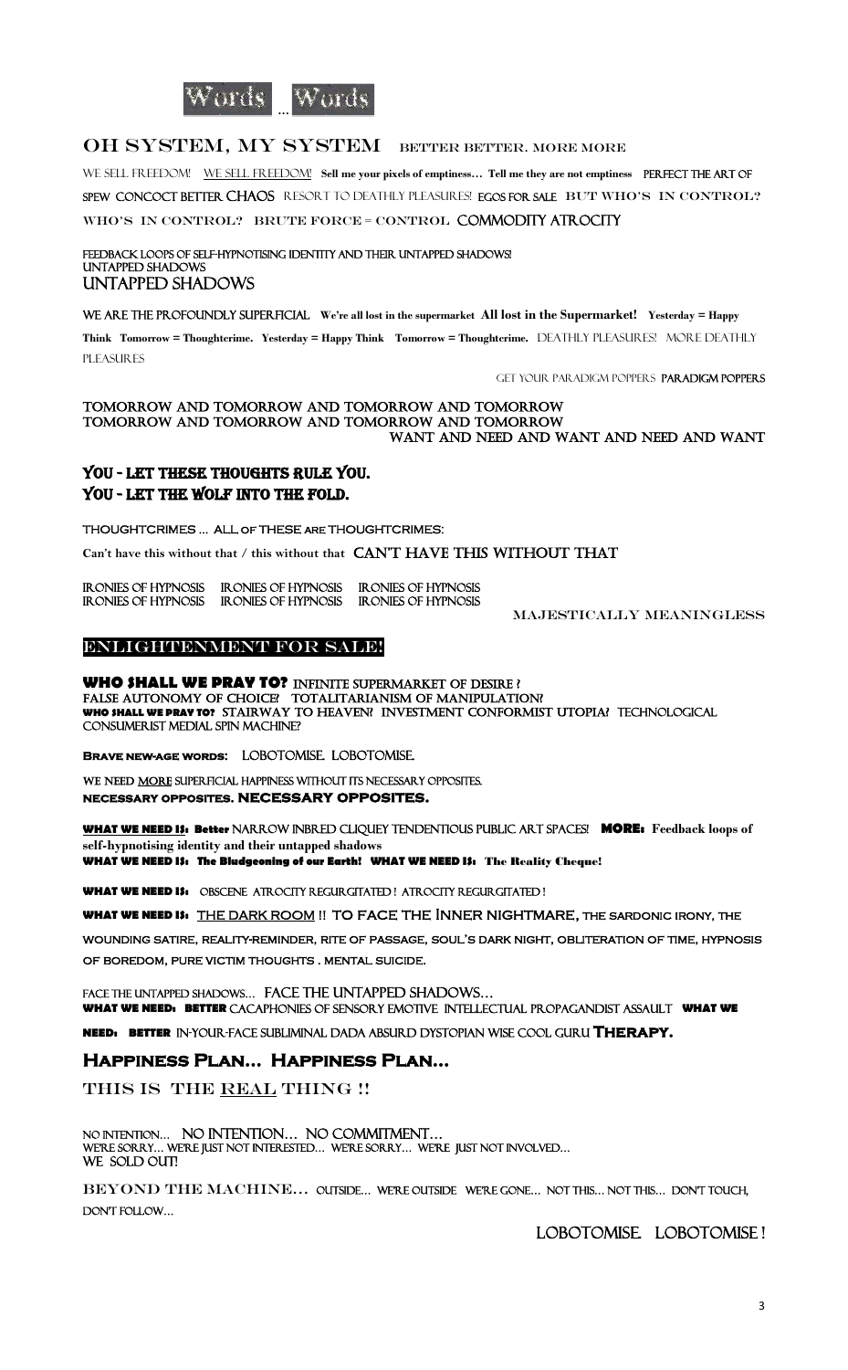Words … Words

## OH SYSTEM, MY SYSTEM   BETTER BETTER. MORE MORE

WE SELL FREEDOM!   WE SELL FREEDOM!   **Sell me your pixels of emptiness… Tell me they are not emptiness**   PERFECT THE ART OF SPEW   CONCOCT BETTER CHAOS   RESORT TO DEATHLY PLEASURES!   EGOS FOR SALE   BUT WHO'S IN CONTROL? WHO'S IN CONTROL?   BRUTE FORCE = CONTROL   COMMODITY ATROCITY

FEEDBACK LOOPS OF SELF-HYPNOTISING IDENTITY AND THEIR UNTAPPED SHADOWS!
UNTAPPED SHADOWS
UNTAPPED SHADOWS

WE ARE THE PROFOUNDLY SUPERFICIAL   **We're all lost in the supermarket   All lost in the Supermarket!   Yesterday = Happy Think   Tomorrow = Thoughtcrime.   Yesterday = Happy Think   Tomorrow = Thoughtcrime.**   DEATHLY PLEASURES!   MORE DEATHLY PLEASURES

GET YOUR PARADIGM POPPERS   PARADIGM POPPERS

**TOMORROW AND TOMORROW AND TOMORROW AND TOMORROW**
**TOMORROW AND TOMORROW AND TOMORROW AND TOMORROW**
**WANT AND NEED AND WANT AND NEED AND WANT**

### YOU - LET THESE THOUGHTS RULE YOU.
### YOU - LET THE WOLF INTO THE FOLD.

THOUGHTCRIMES … ALL OF THESE ARE THOUGHTCRIMES:

**Can't have this without that / this without that**   CAN'T HAVE THIS WITHOUT THAT

IRONIES OF HYPNOSIS   IRONIES OF HYPNOSIS   IRONIES OF HYPNOSIS
IRONIES OF HYPNOSIS   IRONIES OF HYPNOSIS   IRONIES OF HYPNOSIS

MAJESTICALLY MEANINGLESS

## ENLIGHTENMENT FOR SALE!

**WHO SHALL WE PRAY TO?**   INFINITE SUPERMARKET OF DESIRE ?
FALSE AUTONOMY OF CHOICE?   TOTALITARIANISM OF MANIPULATION?
**WHO SHALL WE PRAY TO?**   STAIRWAY TO HEAVEN?   INVESTMENT CONFORMIST UTOPIA?   TECHNOLOGICAL CONSUMERIST MEDIAL SPIN MACHINE?

**BRAVE NEW-AGE WORDS:**   LOBOTOMISE. LOBOTOMISE.

WE NEED MORE SUPERFICIAL HAPPINESS WITHOUT ITS NECESSARY OPPOSITES.
**NECESSARY OPPOSITES. NECESSARY OPPOSITES.**

**WHAT WE NEED IS: Better** NARROW INBRED CLIQUEY TENDENTIOUS PUBLIC ART SPACES!   **MORE: Feedback loops of self-hypnotising identity and their untapped shadows**
**WHAT WE NEED IS: The Bludgeoning of our Earth!   WHAT WE NEED IS: The Reality Cheque!**

**WHAT WE NEED IS:**   OBSCENE ATROCITY REGURGITATED !   ATROCITY REGURGITATED !

**WHAT WE NEED IS:**   THE DARK ROOM !!   TO FACE THE INNER NIGHTMARE, THE SARDONIC IRONY, THE WOUNDING SATIRE, REALITY-REMINDER, RITE OF PASSAGE, SOUL'S DARK NIGHT, OBLITERATION OF TIME, HYPNOSIS OF BOREDOM, PURE VICTIM THOUGHTS . MENTAL SUICIDE.

FACE THE UNTAPPED SHADOWS…   FACE THE UNTAPPED SHADOWS…
**WHAT WE NEED: BETTER** CACAPHONIES OF SENSORY EMOTIVE INTELLECTUAL PROPAGANDIST ASSAULT   **WHAT WE NEED: BETTER** IN-YOUR-FACE SUBLIMINAL DADA ABSURD DYSTOPIAN WISE COOL GURU **THERAPY.**

### Happiness Plan… Happiness Plan…

THIS IS THE REAL THING !!

NO INTENTION…   NO INTENTION…   NO COMMITMENT…
WE'RE SORRY… WE'RE JUST NOT INTERESTED…   WE'RE SORRY…   WE'RE JUST NOT INVOLVED…
WE SOLD OUT!

BEYOND THE MACHINE…   OUTSIDE…   WE'RE OUTSIDE   WE'RE GONE…   NOT THIS… NOT THIS…   DON'T TOUCH, DON'T FOLLOW…

LOBOTOMISE.   LOBOTOMISE !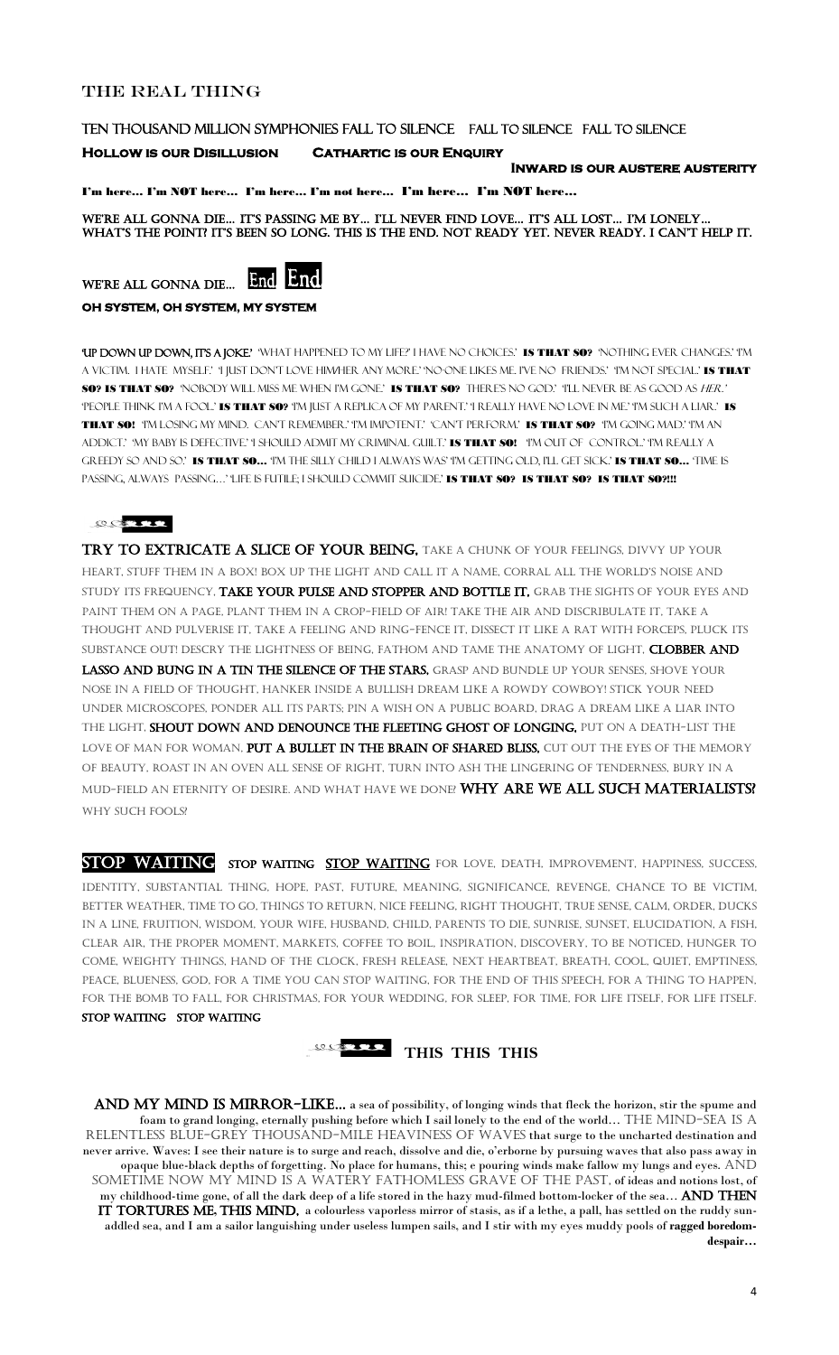## THE REAL THING

TEN THOUSAND MILLION SYMPHONIES FALL TO SILENCE   FALL TO SILENCE   FALL TO SILENCE

**HOLLOW IS OUR DISILLUSION**   **CATHARTIC IS OUR ENQUIRY**

**INWARD IS OUR AUSTERE AUSTERITY**

**I'm here… I'm NOT here… I'm here… I'm not here… I'm here… I'm NOT here…**

WE'RE ALL GONNA DIE… IT'S PASSING ME BY… I'LL NEVER FIND LOVE… IT'S ALL LOST… I'M LONELY… WHAT'S THE POINT? IT'S BEEN SO LONG. THIS IS THE END. NOT READY YET. NEVER READY. I CAN'T HELP IT.

WE'RE ALL GONNA DIE… End End

**OH SYSTEM, OH SYSTEM, MY SYSTEM**

'UP DOWN UP DOWN, IT'S A JOKE.' 'WHAT HAPPENED TO MY LIFE?' I HAVE NO CHOICES.' **IS THAT SO?** 'NOTHING EVER CHANGES.' 'I'M A VICTIM. I HATE MYSELF.' 'I JUST DON'T LOVE HIM/HER ANY MORE.' 'NO-ONE LIKES ME. I'VE NO FRIENDS.' 'I'M NOT SPECIAL.' **IS THAT SO? IS THAT SO?** 'NOBODY WILL MISS ME WHEN I'M GONE.' **IS THAT SO?** THERE'S NO GOD.' 'I'LL NEVER BE AS GOOD AS *HER*.' 'PEOPLE THINK I'M A FOOL.' **IS THAT SO?** 'I'M JUST A REPLICA OF MY PARENT.' 'I REALLY HAVE NO LOVE IN ME.' 'I'M SUCH A LIAR.' **IS THAT SO!** 'I'M LOSING MY MIND. CAN'T REMEMBER.' 'I'M IMPOTENT.' 'CAN'T PERFORM.' **IS THAT SO?** 'I'M GOING MAD.' 'I'M AN ADDICT.' 'MY BABY IS DEFECTIVE.' 'I SHOULD ADMIT MY CRIMINAL GUILT.' **IS THAT SO!** 'I'M OUT OF CONTROL.' 'I'M REALLY A GREEDY SO AND SO.' **IS THAT SO…** 'I'M THE SILLY CHILD I ALWAYS WAS' 'I'M GETTING OLD, I'LL GET SICK.' **IS THAT SO…** 'TIME IS PASSING, ALWAYS PASSING…' 'LIFE IS FUTILE; I SHOULD COMMIT SUICIDE.' **IS THAT SO? IS THAT SO? IS THAT SO?!!!**

**TRY TO EXTRICATE A SLICE OF YOUR BEING,** TAKE A CHUNK OF YOUR FEELINGS, DIVVY UP YOUR HEART, STUFF THEM IN A BOX! BOX UP THE LIGHT AND CALL IT A NAME, CORRAL ALL THE WORLD'S NOISE AND STUDY ITS FREQUENCY, **TAKE YOUR PULSE AND STOPPER AND BOTTLE IT,** GRAB THE SIGHTS OF YOUR EYES AND PAINT THEM ON A PAGE, PLANT THEM IN A CROP-FIELD OF AIR! TAKE THE AIR AND DISCRIBULATE IT, TAKE A THOUGHT AND PULVERISE IT, TAKE A FEELING AND RING-FENCE IT, DISSECT IT LIKE A RAT WITH FORCEPS, PLUCK ITS SUBSTANCE OUT! DESCRY THE LIGHTNESS OF BEING, FATHOM AND TAME THE ANATOMY OF LIGHT, **CLOBBER AND LASSO AND BUNG IN A TIN THE SILENCE OF THE STARS.** GRASP AND BUNDLE UP YOUR SENSES, SHOVE YOUR NOSE IN A FIELD OF THOUGHT, HANKER INSIDE A BULLISH DREAM LIKE A ROWDY COWBOY! STICK YOUR NEED UNDER MICROSCOPES, PONDER ALL ITS PARTS; PIN A WISH ON A PUBLIC BOARD, DRAG A DREAM LIKE A LIAR INTO THE LIGHT, **SHOUT DOWN AND DENOUNCE THE FLEETING GHOST OF LONGING,** PUT ON A DEATH-LIST THE LOVE OF MAN FOR WOMAN, **PUT A BULLET IN THE BRAIN OF SHARED BLISS,** CUT OUT THE EYES OF THE MEMORY OF BEAUTY, ROAST IN AN OVEN ALL SENSE OF RIGHT, TURN INTO ASH THE LINGERING OF TENDERNESS, BURY IN A MUD-FIELD AN ETERNITY OF DESIRE. AND WHAT HAVE WE DONE? **WHY ARE WE ALL SUCH MATERIALISTS?** WHY SUCH FOOLS?

**STOP WAITING** **STOP WAITING** **STOP WAITING** FOR LOVE, DEATH, IMPROVEMENT, HAPPINESS, SUCCESS, IDENTITY, SUBSTANTIAL THING, HOPE, PAST, FUTURE, MEANING, SIGNIFICANCE, REVENGE, CHANCE TO BE VICTIM, BETTER WEATHER, TIME TO GO, THINGS TO RETURN, NICE FEELING, RIGHT THOUGHT, TRUE SENSE, CALM, ORDER, DUCKS IN A LINE, FRUITION, WISDOM, YOUR WIFE, HUSBAND, CHILD, PARENTS TO DIE, SUNRISE, SUNSET, ELUCIDATION, A FISH, CLEAR AIR, THE PROPER MOMENT, MARKETS, COFFEE TO BOIL, INSPIRATION, DISCOVERY, TO BE NOTICED, HUNGER TO COME, WEIGHTY THINGS, HAND OF THE CLOCK, FRESH RELEASE, NEXT HEARTBEAT, BREATH, COOL, QUIET, EMPTINESS, PEACE, BLUENESS, GOD, FOR A TIME YOU CAN STOP WAITING, FOR THE END OF THIS SPEECH, FOR A THING TO HAPPEN, FOR THE BOMB TO FALL, FOR CHRISTMAS, FOR YOUR WEDDING, FOR SLEEP, FOR TIME, FOR LIFE ITSELF, FOR LIFE ITSELF. **STOP WAITING   STOP WAITING**

**THIS THIS THIS**

**AND MY MIND IS MIRROR-LIKE…** **a sea of possibility, of longing winds that fleck the horizon, stir the spume and foam to grand longing, eternally pushing before which I sail lonely to the end of the world…** THE MIND-SEA IS A RELENTLESS BLUE-GREY THOUSAND-MILE HEAVINESS OF WAVES **that surge to the uncharted destination and never arrive. Waves: I see their nature is to surge and reach, dissolve and die, o'erborne by pursuing waves that also pass away in opaque blue-black depths of forgetting. No place for humans, this; e pouring winds make fallow my lungs and eyes.** AND SOMETIME NOW MY MIND IS A WATERY FATHOMLESS GRAVE OF THE PAST, **of ideas and notions lost, of my childhood-time gone, of all the dark deep of a life stored in the hazy mud-filmed bottom-locker of the sea…** **AND THEN IT TORTURES ME. THIS MIND,** **a colourless vaporless mirror of stasis, as if a lethe, a pall, has settled on the ruddy sun-addled sea, and I am a sailor languishing under useless lumpen sails, and I stir with my eyes muddy pools of ragged boredom-despair…**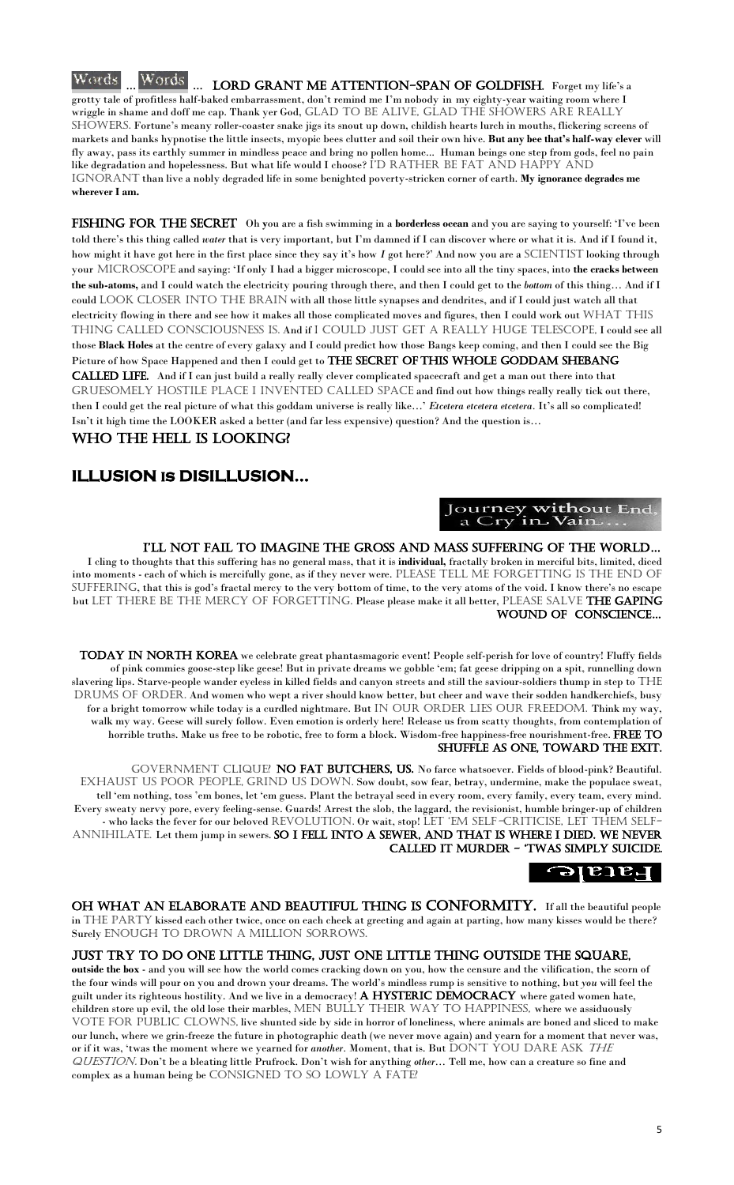Words ... Words ... **LORD GRANT ME ATTENTION-SPAN OF GOLDFISH.** Forget my life's a grotty tale of profitless half-baked embarrassment, don't remind me I'm nobody in my eighty-year waiting room where I wriggle in shame and doff me cap. Thank yer God, GLAD TO BE ALIVE, GLAD THE SHOWERS ARE REALLY SHOWERS. Fortune's meany roller-coaster snake jigs its snout up down, childish hearts lurch in mouths, flickering screens of markets and banks hypnotise the little insects, myopic bees clutter and soil their own hive. **But any bee that's half-way clever** will fly away, pass its earthly summer in mindless peace and bring no pollen home... Human beings one step from gods, feel no pain like degradation and hopelessness. But what life would I choose? I'D RATHER BE FAT AND HAPPY AND IGNORANT than live a nobly degraded life in some benighted poverty-stricken corner of earth. **My ignorance degrades me wherever I am.**

**FISHING FOR THE SECRET** Oh you are a fish swimming in a **borderless ocean** and you are saying to yourself: 'I've been told there's this thing called *water* that is very important, but I'm damned if I can discover where or what it is. And if I found it, how might it have got here in the first place since they say it's how *I* got here?' And now you are a SCIENTIST looking through your MICROSCOPE and saying: 'If only I had a bigger microscope, I could see into all the tiny spaces, into **the cracks between the sub-atoms,** and I could watch the electricity pouring through there, and then I could get to the *bottom* of this thing... And if I could LOOK CLOSER INTO THE BRAIN with all those little synapses and dendrites, and if I could just watch all that electricity flowing in there and see how it makes all those complicated moves and figures, then I could work out WHAT THIS THING CALLED CONSCIOUSNESS IS. And if I COULD JUST GET A REALLY HUGE TELESCOPE, I could see all those **Black Holes** at the centre of every galaxy and I could predict how those Bangs keep coming, and then I could see the Big Picture of how Space Happened and then I could get to **THE SECRET OF THIS WHOLE GODDAM SHEBANG CALLED LIFE.** And if I can just build a really really clever complicated spacecraft and get a man out there into that GRUESOMELY HOSTILE PLACE I INVENTED CALLED SPACE and find out how things really really tick out there, then I could get the real picture of what this goddam universe is really like...' *Etcetera etcetera etcetera*. It's all so complicated! Isn't it high time the LOOKER asked a better (and far less expensive) question? And the question is...

## WHO THE HELL IS LOOKING?

# ILLUSION IS DISILLUSION...

Journey without End, a Cry in Vain...

**I'LL NOT FAIL TO IMAGINE THE GROSS AND MASS SUFFERING OF THE WORLD...**
I cling to thoughts that this suffering has no general mass, that it is **individual,** fractally broken in merciful bits, limited, diced into moments - each of which is mercifully gone, as if they never were. PLEASE TELL ME FORGETTING IS THE END OF SUFFERING, that this is god's fractal mercy to the very bottom of time, to the very atoms of the void. I know there's no escape but LET THERE BE THE MERCY OF FORGETTING. Please please make it all better, PLEASE SALVE **THE GAPING WOUND OF CONSCIENCE...**

**TODAY IN NORTH KOREA** we celebrate great phantasmagoric event! People self-perish for love of country! Fluffy fields of pink commies goose-step like geese! But in private dreams we gobble 'em; fat geese dripping on a spit, runnelling down slavering lips. Starve-people wander eyeless in killed fields and canyon streets and still the saviour-soldiers thump in step to THE DRUMS OF ORDER. And women who wept a river should know better, but cheer and wave their sodden handkerchiefs, busy for a bright tomorrow while today is a curdled nightmare. But IN OUR ORDER LIES OUR FREEDOM. Think my way, walk my way. Geese will surely follow. Even emotion is orderly here! Release us from scatty thoughts, from contemplation of horrible truths. Make us free to be robotic, free to form a block. Wisdom-free happiness-free nourishment-free. **FREE TO SHUFFLE AS ONE, TOWARD THE EXIT.**

GOVERNMENT CLIQUE? **NO FAT BUTCHERS, US.** No farce whatsoever. Fields of blood-pink? Beautiful. EXHAUST US POOR PEOPLE, GRIND US DOWN. Sow doubt, sow fear, betray, undermine, make the populace sweat, tell 'em nothing, toss 'em bones, let 'em guess. Plant the betrayal seed in every room, every family, every team, every mind. Every sweaty nervy pore, every feeling-sense. Guards! Arrest the slob, the laggard, the revisionist, humble bringer-up of children - who lacks the fever for our beloved REVOLUTION. Or wait, stop! LET 'EM SELF-CRITICISE, LET THEM SELF-ANNIHILATE. Let them jump in sewers. **SO I FELL INTO A SEWER, AND THAT IS WHERE I DIED. WE NEVER CALLED IT MURDER – 'TWAS SIMPLY SUICIDE.**

Fatale

**OH WHAT AN ELABORATE AND BEAUTIFUL THING IS CONFORMITY.** If all the beautiful people in THE PARTY kissed each other twice, once on each cheek at greeting and again at parting, how many kisses would be there? Surely ENOUGH TO DROWN A MILLION SORROWS.

**JUST TRY TO DO ONE LITTLE THING, JUST ONE LITTLE THING OUTSIDE THE SQUARE, outside the box** - and you will see how the world comes cracking down on you, how the censure and the vilification, the scorn of the four winds will pour on you and drown your dreams. The world's mindless rump is sensitive to nothing, but *you* will feel the guilt under its righteous hostility. And we live in a democracy! **A HYSTERIC DEMOCRACY** where gated women hate, children store up evil, the old lose their marbles, MEN BULLY THEIR WAY TO HAPPINESS, where we assiduously VOTE FOR PUBLIC CLOWNS, live shunted side by side in horror of loneliness, where animals are boned and sliced to make our lunch, where we grin-freeze the future in photographic death (we never move again) and yearn for a moment that never was, or if it was, 'twas the moment where we yearned for *another*. Moment, that is. But DON'T YOU DARE ASK *THE QUESTION*. Don't be a bleating little Prufrock. Don't wish for anything *other*... Tell me, how can a creature so fine and complex as a human being be CONSIGNED TO SO LOWLY A FATE?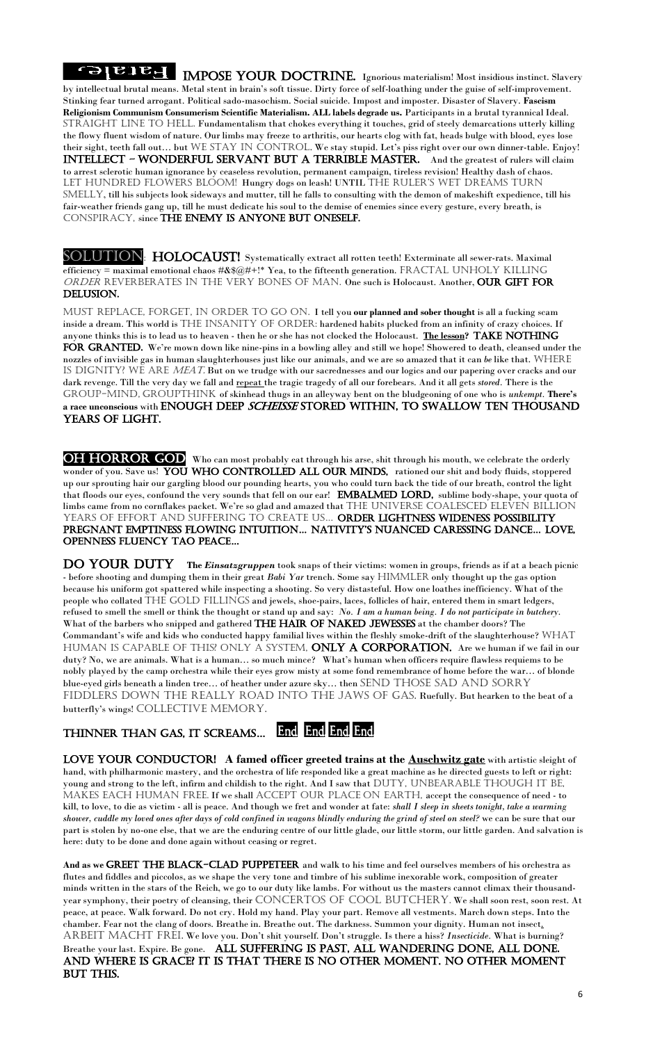**Fatale** (mirrored) **IMPOSE YOUR DOCTRINE.** Ignorious materialism! Most insidious instinct. Slavery by intellectual brutal means. Metal stent in brain's soft tissue. Dirty force of self-loathing under the guise of self-improvement. Stinking fear turned arrogant. Political sado-masochism. Social suicide. Impost and imposter. Disaster of Slavery. **Fascism Religionism Communism Consumerism Scientific Materialism. ALL labels degrade us.** Participants in a brutal tyrannical Ideal. STRAIGHT LINE TO HELL. Fundamentalism that chokes everything it touches, grid of steely demarcations utterly killing the flowy fluent wisdom of nature. Our limbs may freeze to arthritis, our hearts clog with fat, heads bulge with blood, eyes lose their sight, teeth fall out… but WE STAY IN CONTROL. We stay stupid. Let's piss right over our own dinner-table. Enjoy! **INTELLECT – WONDERFUL SERVANT BUT A TERRIBLE MASTER.** And the greatest of rulers will claim to arrest sclerotic human ignorance by ceaseless revolution, permanent campaign, tireless revision! Healthy dash of chaos. LET HUNDRED FLOWERS BLOOM! Hungry dogs on leash! UNTIL THE RULER'S WET DREAMS TURN SMELLY, till his subjects look sideways and mutter, till he falls to consulting with the demon of makeshift expedience, till his fair-weather friends gang up, till he must dedicate his soul to the demise of enemies since every gesture, every breath, is CONSPIRACY, since **THE ENEMY IS ANYONE BUT ONESELF.**

SOLUTION: **HOLOCAUST!** Systematically extract all rotten teeth! Exterminate all sewer-rats. Maximal efficiency = maximal emotional chaos #&$@#+!* Yea, to the fifteenth generation. FRACTAL UNHOLY KILLING *ORDER* REVERBERATES IN THE VERY BONES OF MAN. One such is Holocaust. Another, **OUR GIFT FOR DELUSION.**

MUST REPLACE, FORGET, IN ORDER TO GO ON. I tell you **our planned and sober thought** is all a fucking scam inside a dream. This world is THE INSANITY OF ORDER: hardened habits plucked from an infinity of crazy choices. If anyone thinks this is to lead us to heaven - then he or she has not clocked the Holocaust. **The lesson? TAKE NOTHING FOR GRANTED.** We're mown down like nine-pins in a bowling alley and still we hope! Showered to death, cleansed under the nozzles of invisible gas in human slaughterhouses just like our animals, and we are so amazed that it can *be* like that. WHERE IS DIGNITY? WE ARE *MEAT*. But on we trudge with our sacrednesses and our logics and our papering over cracks and our dark revenge. Till the very day we fall and repeat the tragic tragedy of all our forebears. And it all gets *stored*. There is the GROUP-MIND, GROUPTHINK of skinhead thugs in an alleyway bent on the bludgeoning of one who is *unkempt*. **There's a race unconscious** with **ENOUGH DEEP *SCHEISSE* STORED WITHIN, TO SWALLOW TEN THOUSAND YEARS OF LIGHT.**

**OH HORROR GOD** Who can most probably eat through his arse, shit through his mouth, we celebrate the orderly wonder of you. Save us! **YOU WHO CONTROLLED ALL OUR MINDS,** rationed our shit and body fluids, stoppered up our sprouting hair our gargling blood our pounding hearts, you who could turn back the tide of our breath, control the light that floods our eyes, confound the very sounds that fell on our ear! **EMBALMED LORD,** sublime body-shape, your quota of limbs came from no cornflakes packet. We're so glad and amazed that THE UNIVERSE COALESCED ELEVEN BILLION YEARS OF EFFORT AND SUFFERING TO CREATE US… **ORDER LIGHTNESS WIDENESS POSSIBILITY PREGNANT EMPTINESS FLOWING INTUITION… NATIVITY'S NUANCED CARESSING DANCE… LOVE, OPENNESS FLUENCY TAO PEACE…**

**DO YOUR DUTY** **The *Einsatzgruppen*** took snaps of their victims: women in groups, friends as if at a beach picnic - before shooting and dumping them in their great *Babi Yar* trench. Some say HIMMLER only thought up the gas option because his uniform got spattered while inspecting a shooting. So very distasteful. How one loathes inefficiency. What of the people who collated THE GOLD FILLINGS and jewels, shoe-pairs, laces, follicles of hair, entered them in smart ledgers, refused to smell the smell or think the thought or stand up and say: *No. I am a human being. I do not participate in butchery.* What of the barbers who snipped and gathered **THE HAIR OF NAKED JEWESSES** at the chamber doors? The Commandant's wife and kids who conducted happy familial lives within the fleshly smoke-drift of the slaughterhouse? WHAT HUMAN IS CAPABLE OF THIS? ONLY A SYSTEM, **ONLY A CORPORATION.** Are we human if we fail in our duty? No, we are animals. What is a human… so much mince? What's human when officers require flawless requiems to be nobly played by the camp orchestra while their eyes grow misty at some fond remembrance of home before the war… of blonde blue-eyed girls beneath a linden tree… of heather under azure sky… then SEND THOSE SAD AND SORRY FIDDLERS DOWN THE REALLY ROAD INTO THE JAWS OF GAS. Ruefully. But hearken to the beat of a butterfly's wings! COLLECTIVE MEMORY.

**THINNER THAN GAS, IT SCREAMS…** End End End End

**LOVE YOUR CONDUCTOR! A famed officer greeted trains at the Auschwitz gate** with artistic sleight of hand, with philharmonic mastery, and the orchestra of life responded like a great machine as he directed guests to left or right: young and strong to the left, infirm and childish to the right. And I saw that DUTY, UNBEARABLE THOUGH IT BE, MAKES EACH HUMAN FREE. If we shall ACCEPT OUR PLACE ON EARTH, accept the consequence of need - to kill, to love, to die as victim - all is peace. And though we fret and wonder at fate: ***shall I sleep in sheets tonight, take a warming shower, cuddle my loved ones after days of cold confined in wagons blindly enduring the grind of steel on steel?*** we can be sure that our part is stolen by no-one else, that we are the enduring centre of our little glade, our little storm, our little garden. And salvation is here: duty to be done and done again without ceasing or regret.

**And as we GREET THE BLACK-CLAD PUPPETEER** and walk to his time and feel ourselves members of his orchestra as flutes and fiddles and piccolos, as we shape the very tone and timbre of his sublime inexorable work, composition of greater minds written in the stars of the Reich, we go to our duty like lambs. For without us the masters cannot climax their thousand-year symphony, their poetry of cleansing, their CONCERTOS OF COOL BUTCHERY. We shall soon rest, soon rest. At peace, at peace. Walk forward. Do not cry. Hold my hand. Play your part. Remove all vestments. March down steps. Into the chamber. Fear not the clang of doors. Breathe in. Breathe out. The darkness. Summon your dignity. Human not insect. ARBEIT MACHT FREI. We love you. Don't shit yourself. Don't struggle. Is there a hiss? *Insecticide.* What is burning? Breathe your last. Expire. Be gone. **ALL SUFFERING IS PAST, ALL WANDERING DONE, ALL DONE. AND WHERE IS GRACE? IT IS THAT THERE IS NO OTHER MOMENT. NO OTHER MOMENT BUT THIS.**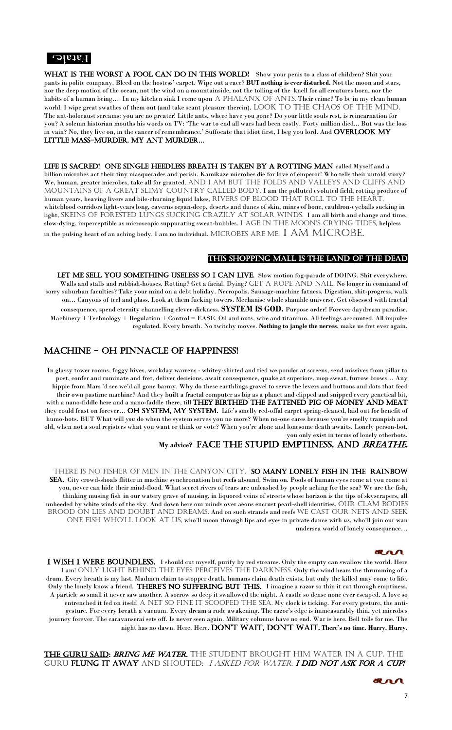**Fatale,**

**WHAT IS THE WORST A FOOL CAN DO IN THIS WORLD?** Show your penis to a class of children? Shit your pants in polite company. Bleed on the hostess' carpet. Wipe out a race? **BUT nothing is ever disturbed.** Not the moon and stars, nor the deep motion of the ocean, not the wind on a mountainside, not the tolling of the knell for all creatures born, nor the habits of a human being… In my kitchen sink I come upon A PHALANX OF ANTS. Their crime? To be in my clean human world. I wipe great swathes of them out (and take scant pleasure therein). LOOK TO THE CHAOS OF THE MIND. The ant-holocaust screams: you are no greater! Little ants, where have you gone? Do your little souls rest, is reincarnation for you? A solemn historian mouths his words on TV: 'The war to end all wars had been costly. Forty million died… But was the loss in vain? No, they live on, in the cancer of remembrance.' Suffocate that idiot first, I beg you lord. And **OVERLOOK MY LITTLE MASS-MURDER. MY ANT MURDER…**

**LIFE IS SACRED! ONE SINGLE HEEDLESS BREATH IS TAKEN BY A ROTTING MAN** called Myself and a billion microbes act their tiny masquerades and perish. Kamikaze microbes die for love of emperor! Who tells their untold story? We, human, greater microbes, take all for granted. AND I AM BUT THE FOLDS AND VALLEYS AND CLIFFS AND MOUNTAINS OF A GREAT SLIMY COUNTRY CALLED BODY. **I am the polluted evoluted field, rotting produce of human years, heaving livers and bile-churning liquid lakes,** RIVERS OF BLOOD THAT ROLL TO THE HEART, **whiteblood corridors light-years long, caverns organ-deep, deserts and dunes of skin, mines of bone, cauldron-eyeballs sucking in light,** SKEINS OF FORESTED LUNGS SUCKING CRAZILY AT SOLAR WINDS. **I am all birth and change and time, slow-dying, imperceptible as microscopic suppurating sweat-bubbles.** I AGE IN THE MOON'S CRYING TIDES, **helpless in the pulsing heart of an aching body. I am no individual.** MICROBES ARE ME. I AM MICROBE.

## THIS SHOPPING MALL IS THE LAND OF THE DEAD

**LET ME SELL YOU SOMETHING USELESS SO I CAN LIVE.** Slow motion fog-parade of DOING. Shit everywhere. Walls and stalls and rubbish-houses. Rotting? Get a facial. Dying? GET A ROPE AND NAIL. No longer in command of sorry suburban faculties? Take your mind on a debt holiday. Necropolis. Sausage-machine fatness. Digestion, shit-progress, walk on… Canyons of teel and glass. Look at them fucking towers. Mechanise whole shamble universe. Get obsessed with fractal consequence, spend eternity channelling clever-dickness. **SYSTEM IS GOD.** Purpose order! Forever daydream paradise. Machinery + Technology + Regulation + Control = EASE. Oil and nuts, wire and titanium. All feelings accounted. All impulse regulated. Every breath. No twitchy moves. **Nothing to jangle the nerves**, make us fret ever again.

## MACHINE - OH PINNACLE OF HAPPINESS!

In glassy tower rooms, foggy hives, workday warrens - whitey-shirted and tied we ponder at screens, send missives from pillar to post, confer and ruminate and fret, deliver decisions, await consequence, quake at superiors, mop sweat, furrow brows… Any hippie from Mars 'd see we'd all gone barmy. Why do these earthlings grovel to serve the levers and buttons and dots that feed their own pastime machine? And they built a fractal computer as big as a planet and clipped and snipped every genetical bit, with a nano-fiddle here and a nano-faddle there, till **THEY BIRTHED THE FATTENED PIG OF MONEY AND MEAT** they could feast on forever… **OH SYSTEM, MY SYSTEM.** Life's smelly red-offal carpet spring-cleaned, laid out for benefit of humo-bots. BUT What will *you* do when the system serves you no more? When no-one cares because you're smelly trampish and old, when not a soul registers what you want or think or vote? When you're alone and lonesome death awaits. Lonely person-bot, you only exist in terms of lonely otherbots.

**My advice? FACE THE STUPID EMPTINESS, AND *BREATHE*.**

THERE IS NO FISHER OF MEN IN THE CANYON CITY. **SO MANY LONELY FISH IN THE RAINBOW SEA.** City crowd-shoals flitter in machine synchronation but **reefs** abound. Swim on. Pools of human eyes come at you as you come at you, never can hide their mind-flood. What secret rivers of tears are unleashed by people aching for the sea? We are the fish, thinking musing fish in our watery grave of musing, in liquored veins of streets whose horizon is the tips of skyscrapers, all unheeded by white winds of the sky. And down here our minds over aeons encrust pearl-shell identities, OUR CLAM BODIES BROOD ON LIES AND DOUBT AND DREAMS. And on such strands and reefs WE CAST OUR NETS AND SEEK ONE FISH WHO'LL LOOK AT US, who'll moon through lips and eyes in private dance with *us*, who'll join our wan undersea world of lonely consequence…

**I WISH I WERE BOUNDLESS.** I should cut myself, purify by red streams. Only the empty can swallow the world. Here I am! ONLY LIGHT BEHIND THE EYES PERCEIVES THE DARKNESS. Only the wind hears the thrumming of a drum. Every breath is my last. Madmen claim to stopper death, humans claim death exists, but only the killed may come to life. Only the lonely know a friend. **THERE'S NO SUFFERING BUT THIS.** I imagine a razor so thin it cut through emptiness. A particle so small it never saw another. A sorrow so deep it swallowed the night. A castle so dense none ever escaped. A love so entrenched it fed on itself. A NET SO FINE IT SCOOPED THE SEA. My clock is ticking. For every gesture, the anti-gesture. For every breath a vacuum. Every dream a rude awakening. The razor's edge is immeasurably thin, yet microbes journey forever. The caravanserai sets off. Is never seen again. Military columns have no end. War is here. Bell tolls for me. The night has no dawn. Here. Here. **DON'T WAIT, DON'T WAIT. There's no time. Hurry. Hurry.**

**THE GURU SAID: *BRING ME WATER.*** THE STUDENT BROUGHT HIM WATER IN A CUP. THE GURU **FLUNG IT AWAY** AND SHOUTED: *I ASKED FOR WATER.* ***I DID NOT ASK FOR A CUP!***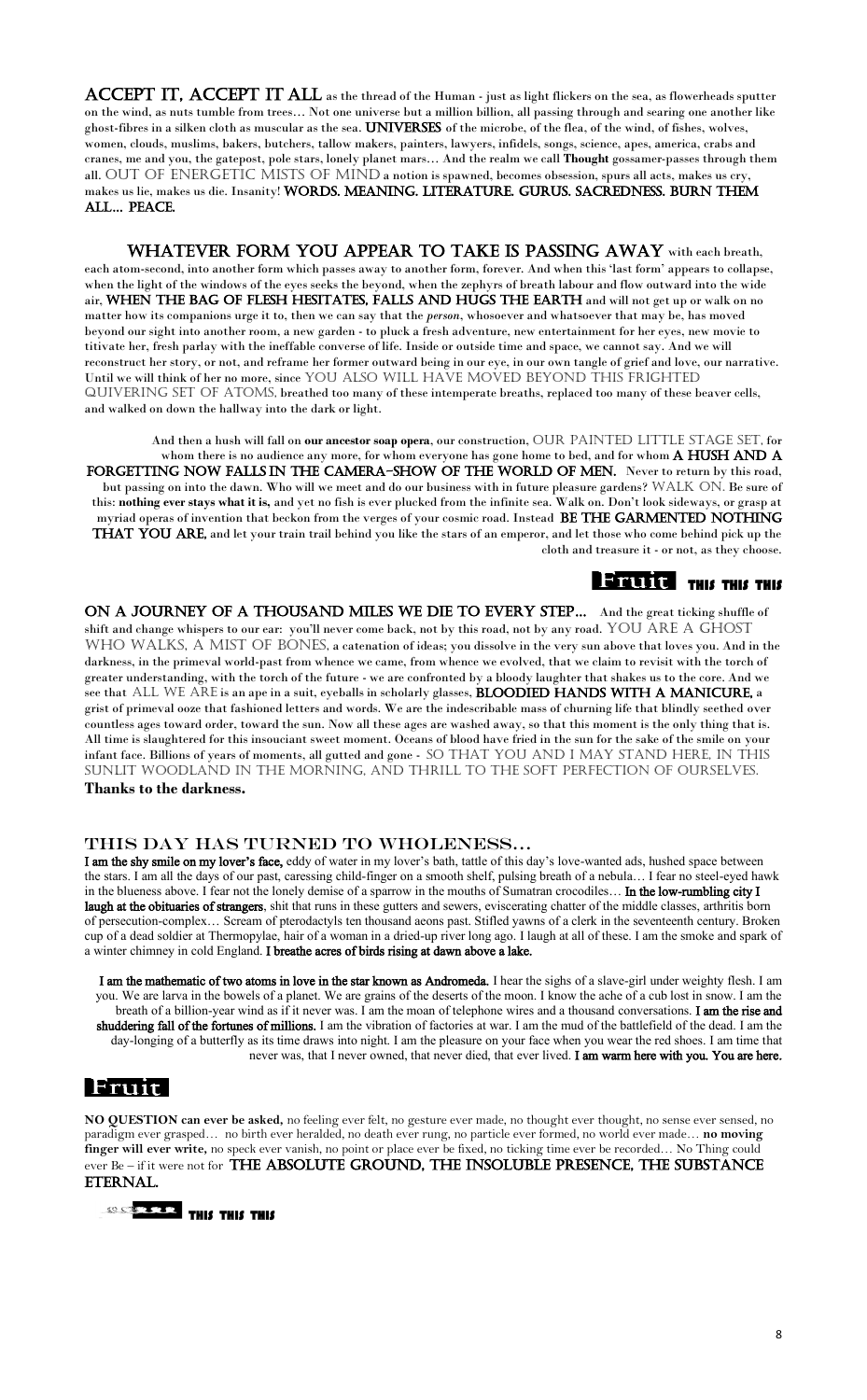**ACCEPT IT, ACCEPT IT ALL** as the thread of the Human - just as light flickers on the sea, as flowerheads sputter on the wind, as nuts tumble from trees… Not one universe but a million billion, all passing through and searing one another like ghost-fibres in a silken cloth as muscular as the sea. **UNIVERSES** of the microbe, of the flea, of the wind, of fishes, wolves, women, clouds, muslims, bakers, butchers, tallow makers, painters, lawyers, infidels, songs, science, apes, america, crabs and cranes, me and you, the gatepost, pole stars, lonely planet mars… And the realm we call **Thought** gossamer-passes through them all. OUT OF ENERGETIC MISTS OF MIND a notion is spawned, becomes obsession, spurs all acts, makes us cry, makes us lie, makes us die. Insanity! **WORDS. MEANING. LITERATURE. GURUS. SACREDNESS. BURN THEM ALL… PEACE.**

**WHATEVER FORM YOU APPEAR TO TAKE IS PASSING AWAY** with each breath, each atom-second, into another form which passes away to another form, forever. And when this 'last form' appears to collapse, when the light of the windows of the eyes seeks the beyond, when the zephyrs of breath labour and flow outward into the wide air, **WHEN THE BAG OF FLESH HESITATES, FALLS AND HUGS THE EARTH** and will not get up or walk on no matter how its companions urge it to, then we can say that the *person*, whosoever and whatsoever that may be, has moved beyond our sight into another room, a new garden - to pluck a fresh adventure, new entertainment for her eyes, new movie to titivate her, fresh parlay with the ineffable converse of life. Inside or outside time and space, we cannot say. And we will reconstruct her story, or not, and reframe her former outward being in our eye, in our own tangle of grief and love, our narrative. Until we will think of her no more, since YOU ALSO WILL HAVE MOVED BEYOND THIS FRIGHTED QUIVERING SET OF ATOMS, breathed too many of these intemperate breaths, replaced too many of these beaver cells, and walked on down the hallway into the dark or light.

And then a hush will fall on **our ancestor soap opera**, our construction, OUR PAINTED LITTLE STAGE SET, for whom there is no audience any more, for whom everyone has gone home to bed, and for whom **A HUSH AND A FORGETTING NOW FALLS IN THE CAMERA-SHOW OF THE WORLD OF MEN.** Never to return by this road, but passing on into the dawn. Who will we meet and do our business with in future pleasure gardens? WALK ON. Be sure of this: **nothing ever stays what it is,** and yet no fish is ever plucked from the infinite sea. Walk on. Don't look sideways, or grasp at myriad operas of invention that beckon from the verges of your cosmic road. Instead **BE THE GARMENTED NOTHING THAT YOU ARE,** and let your train trail behind you like the stars of an emperor, and let those who come behind pick up the cloth and treasure it - or not, as they choose.

**Fruit** THIS THIS THIS

**ON A JOURNEY OF A THOUSAND MILES WE DIE TO EVERY STEP…** And the great ticking shuffle of shift and change whispers to our ear: you'll never come back, not by this road, not by any road. YOU ARE A GHOST WHO WALKS, A MIST OF BONES, a catenation of ideas; you dissolve in the very sun above that loves you. And in the darkness, in the primeval world-past from whence we came, from whence we evolved, that we claim to revisit with the torch of greater understanding, with the torch of the future - we are confronted by a bloody laughter that shakes us to the core. And we see that ALL WE ARE is an ape in a suit, eyeballs in scholarly glasses, **BLOODIED HANDS WITH A MANICURE,** a grist of primeval ooze that fashioned letters and words. We are the indescribable mass of churning life that blindly seethed over countless ages toward order, toward the sun. Now all these ages are washed away, so that this moment is the only thing that is. All time is slaughtered for this insouciant sweet moment. Oceans of blood have fried in the sun for the sake of the smile on your infant face. Billions of years of moments, all gutted and gone - SO THAT YOU AND I MAY STAND HERE, IN THIS SUNLIT WOODLAND IN THE MORNING, AND THRILL TO THE SOFT PERFECTION OF OURSELVES. **Thanks to the darkness.**

## THIS DAY HAS TURNED TO WHOLENESS…

**I am the shy smile on my lover's face,** eddy of water in my lover's bath, tattle of this day's love-wanted ads, hushed space between the stars. I am all the days of our past, caressing child-finger on a smooth shelf, pulsing breath of a nebula… I fear no steel-eyed hawk in the blueness above. I fear not the lonely demise of a sparrow in the mouths of Sumatran crocodiles… **In the low-rumbling city I laugh at the obituaries of strangers**, shit that runs in these gutters and sewers, eviscerating chatter of the middle classes, arthritis born of persecution-complex… Scream of pterodactyls ten thousand aeons past. Stifled yawns of a clerk in the seventeenth century. Broken cup of a dead soldier at Thermopylae, hair of a woman in a dried-up river long ago. I laugh at all of these. I am the smoke and spark of a winter chimney in cold England. **I breathe acres of birds rising at dawn above a lake.**

**I am the mathematic of two atoms in love in the star known as Andromeda.** I hear the sighs of a slave-girl under weighty flesh. I am you. We are larva in the bowels of a planet. We are grains of the deserts of the moon. I know the ache of a cub lost in snow. I am the breath of a billion-year wind as if it never was. I am the moan of telephone wires and a thousand conversations. **I am the rise and shuddering fall of the fortunes of millions.** I am the vibration of factories at war. I am the mud of the battlefield of the dead. I am the day-longing of a butterfly as its time draws into night. I am the pleasure on your face when you wear the red shoes. I am time that never was, that I never owned, that never died, that ever lived. **I am warm here with you. You are here.**

**Fruit**

**NO QUESTION can ever be asked,** no feeling ever felt, no gesture ever made, no thought ever thought, no sense ever sensed, no paradigm ever grasped… no birth ever heralded, no death ever rung, no particle ever formed, no world ever made… **no moving finger will ever write,** no speck ever vanish, no point or place ever be fixed, no ticking time ever be recorded… No Thing could ever Be – if it were not for **THE ABSOLUTE GROUND, THE INSOLUBLE PRESENCE, THE SUBSTANCE ETERNAL.**

THIS THIS THIS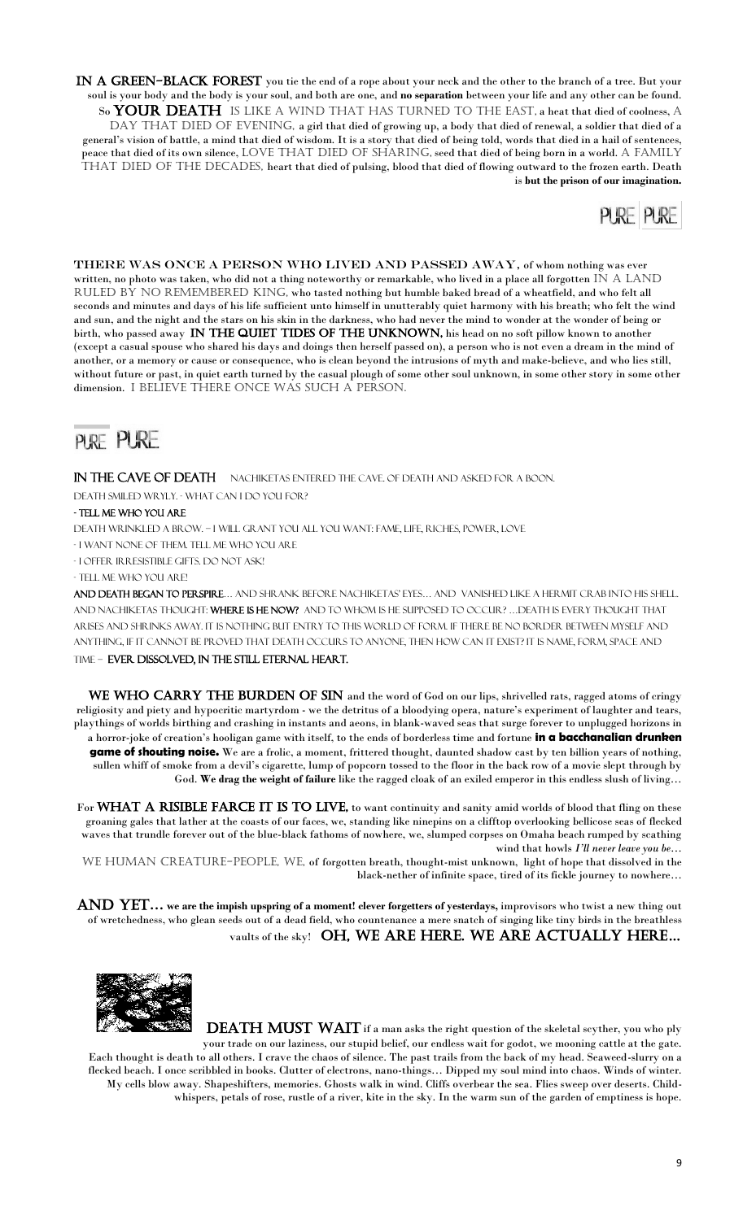**IN A GREEN-BLACK FOREST** you tie the end of a rope about your neck and the other to the branch of a tree. But your soul is your body and the body is your soul, and both are one, and **no separation** between your life and any other can be found. So **YOUR DEATH** IS LIKE A WIND THAT HAS TURNED TO THE EAST, a heat that died of coolness, A DAY THAT DIED OF EVENING, a girl that died of growing up, a body that died of renewal, a soldier that died of a general's vision of battle, a mind that died of wisdom. It is a story that died of being told, words that died in a hail of sentences, peace that died of its own silence, LOVE THAT DIED OF SHARING, seed that died of being born in a world. A FAMILY THAT DIED OF THE DECADES, heart that died of pulsing, blood that died of flowing outward to the frozen earth. Death is **but the prison of our imagination.**

PURE PURE

**THERE WAS ONCE A PERSON WHO LIVED AND PASSED AWAY,** of whom nothing was ever written, no photo was taken, who did not a thing noteworthy or remarkable, who lived in a place all forgotten IN A LAND RULED BY NO REMEMBERED KING, who tasted nothing but humble baked bread of a wheatfield, and who felt all seconds and minutes and days of his life sufficient unto himself in unutterably quiet harmony with his breath; who felt the wind and sun, and the night and the stars on his skin in the darkness, who had never the mind to wonder at the wonder of being or birth, who passed away **IN THE QUIET TIDES OF THE UNKNOWN,** his head on no soft pillow known to another (except a casual spouse who shared his days and doings then herself passed on), a person who is not even a dream in the mind of another, or a memory or cause or consequence, who is clean beyond the intrusions of myth and make-believe, and who lies still, without future or past, in quiet earth turned by the casual plough of some other soul unknown, in some other story in some other dimension. I BELIEVE THERE ONCE WAS SUCH A PERSON.

PURE PURE

**IN THE CAVE OF DEATH** NACHIKETAS ENTERED THE CAVE. OF DEATH AND ASKED FOR A BOON.

DEATH SMILED WRYLY. - WHAT CAN I DO YOU FOR?

**- TELL ME WHO YOU ARE**

DEATH WRINKLED A BROW. – I WILL GRANT YOU ALL YOU WANT: FAME, LIFE, RICHES, POWER, LOVE

- I WANT NONE OF THEM. TELL ME WHO YOU ARE

- I OFFER IRRESISTIBLE GIFTS. DO NOT ASK!

- TELL ME WHO YOU ARE!

**AND DEATH BEGAN TO PERSPIRE**… AND SHRANK BEFORE NACHIKETAS' EYES… AND VANISHED LIKE A HERMIT CRAB INTO HIS SHELL. AND NACHIKETAS THOUGHT: **WHERE IS HE NOW?** AND TO WHOM IS HE SUPPOSED TO OCCUR? …DEATH IS EVERY THOUGHT THAT ARISES AND SHRINKS AWAY. IT IS NOTHING BUT ENTRY TO THIS WORLD OF FORM. IF THERE BE NO BORDER BETWEEN MYSELF AND ANYTHING, IF IT CANNOT BE PROVED THAT DEATH OCCURS TO ANYONE, THEN HOW CAN IT EXIST? IT IS NAME, FORM, SPACE AND TIME – **EVER DISSOLVED, IN THE STILL ETERNAL HEART.**

**WE WHO CARRY THE BURDEN OF SIN** and the word of God on our lips, shrivelled rats, ragged atoms of cringy religiosity and piety and hypocritic martyrdom - we the detritus of a bloodying opera, nature's experiment of laughter and tears, playthings of worlds birthing and crashing in instants and aeons, in blank-waved seas that surge forever to unplugged horizons in a horror-joke of creation's hooligan game with itself, to the ends of borderless time and fortune **in a bacchanalian drunken game of shouting noise.** We are a frolic, a moment, frittered thought, daunted shadow cast by ten billion years of nothing, sullen whiff of smoke from a devil's cigarette, lump of popcorn tossed to the floor in the back row of a movie slept through by God. **We drag the weight of failure** like the ragged cloak of an exiled emperor in this endless slush of living…

For **WHAT A RISIBLE FARCE IT IS TO LIVE,** to want continuity and sanity amid worlds of blood that fling on these groaning gales that lather at the coasts of our faces, we, standing like ninepins on a clifftop overlooking bellicose seas of flecked waves that trundle forever out of the blue-black fathoms of nowhere, we, slumped corpses on Omaha beach rumped by scathing wind that howls *I'll never leave you be…*

WE HUMAN CREATURE-PEOPLE, WE, of forgotten breath, thought-mist unknown, light of hope that dissolved in the black-nether of infinite space, tired of its fickle journey to nowhere…

**AND YET… we are the impish upspring of a moment! clever forgetters of yesterdays,** improvisors who twist a new thing out of wretchedness, who glean seeds out of a dead field, who countenance a mere snatch of singing like tiny birds in the breathless vaults of the sky! **OH, WE ARE HERE. WE ARE ACTUALLY HERE…**

**DEATH MUST WAIT** if a man asks the right question of the skeletal scyther, you who ply your trade on our laziness, our stupid belief, our endless wait for godot, we mooning cattle at the gate. Each thought is death to all others. I crave the chaos of silence. The past trails from the back of my head. Seaweed-slurry on a flecked beach. I once scribbled in books. Clutter of electrons, nano-things… Dipped my soul mind into chaos. Winds of winter. My cells blow away. Shapeshifters, memories. Ghosts walk in wind. Cliffs overbear the sea. Flies sweep over deserts. Child-whispers, petals of rose, rustle of a river, kite in the sky. In the warm sun of the garden of emptiness is hope.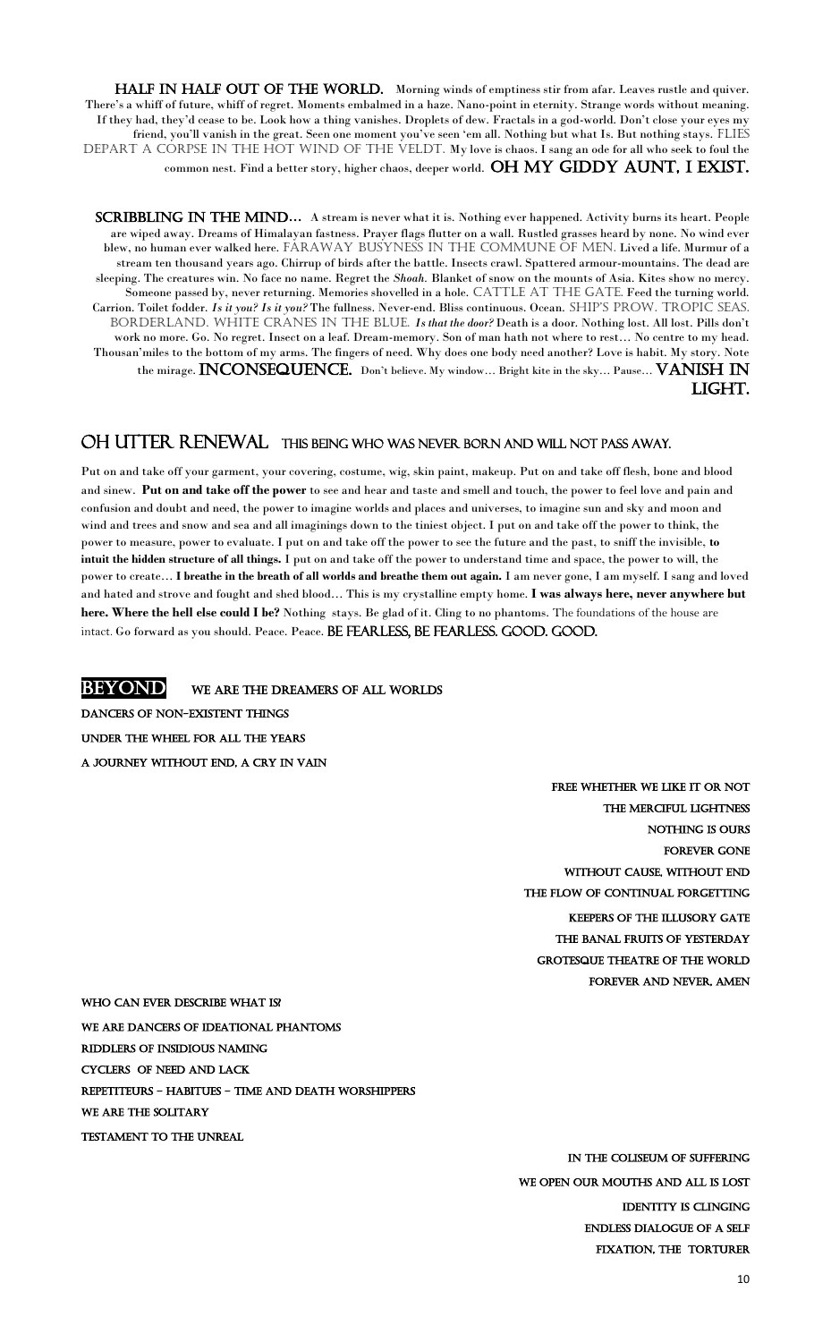**HALF IN HALF OUT OF THE WORLD.** Morning winds of emptiness stir from afar. Leaves rustle and quiver. There's a whiff of future, whiff of regret. Moments embalmed in a haze. Nano-point in eternity. Strange words without meaning. If they had, they'd cease to be. Look how a thing vanishes. Droplets of dew. Fractals in a god-world. Don't close your eyes my friend, you'll vanish in the great. Seen one moment you've seen 'em all. Nothing but what Is. But nothing stays. FLIES DEPART A CORPSE IN THE HOT WIND OF THE VELDT. My love is chaos. I sang an ode for all who seek to foul the common nest. Find a better story, higher chaos, deeper world. **OH MY GIDDY AUNT, I EXIST.**

**SCRIBBLING IN THE MIND…** A stream is never what it is. Nothing ever happened. Activity burns its heart. People are wiped away. Dreams of Himalayan fastness. Prayer flags flutter on a wall. Rustled grasses heard by none. No wind ever blew, no human ever walked here. FARAWAY BUSYNESS IN THE COMMUNE OF MEN. Lived a life. Murmur of a stream ten thousand years ago. Chirrup of birds after the battle. Insects crawl. Spattered armour-mountains. The dead are sleeping. The creatures win. No face no name. Regret the *Shoah*. Blanket of snow on the mounts of Asia. Kites show no mercy. Someone passed by, never returning. Memories shovelled in a hole. CATTLE AT THE GATE. Feed the turning world. Carrion. Toilet fodder. *Is it you? Is it you?* The fullness. Never-end. Bliss continuous. Ocean. SHIP'S PROW. TROPIC SEAS. BORDERLAND. WHITE CRANES IN THE BLUE. *Is that the door?* Death is a door. Nothing lost. All lost. Pills don't work no more. Go. No regret. Insect on a leaf. Dream-memory. Son of man hath not where to rest… No centre to my head. Thousan'miles to the bottom of my arms. The fingers of need. Why does one body need another? Love is habit. My story. Note the mirage. **INCONSEQUENCE.** Don't believe. My window… Bright kite in the sky… Pause… **VANISH IN LIGHT.**

## OH UTTER RENEWAL THIS BEING WHO WAS NEVER BORN AND WILL NOT PASS AWAY.

Put on and take off your garment, your covering, costume, wig, skin paint, makeup. Put on and take off flesh, bone and blood and sinew. **Put on and take off the power** to see and hear and taste and smell and touch, the power to feel love and pain and confusion and doubt and need, the power to imagine worlds and places and universes, to imagine sun and sky and moon and wind and trees and snow and sea and all imaginings down to the tiniest object. I put on and take off the power to think, the power to measure, power to evaluate. I put on and take off the power to see the future and the past, to sniff the invisible, **to intuit the hidden structure of all things.** I put on and take off the power to understand time and space, the power to will, the power to create… **I breathe in the breath of all worlds and breathe them out again.** I am never gone, I am myself. I sang and loved and hated and strove and fought and shed blood… This is my crystalline empty home. **I was always here, never anywhere but here. Where the hell else could I be?** Nothing stays. Be glad of it. Cling to no phantoms. The foundations of the house are intact. Go forward as you should. Peace. Peace. BE FEARLESS, BE FEARLESS. GOOD. GOOD.

## BEYOND WE ARE THE DREAMERS OF ALL WORLDS

DANCERS OF NON-EXISTENT THINGS

UNDER THE WHEEL FOR ALL THE YEARS

A JOURNEY WITHOUT END, A CRY IN VAIN

FREE WHETHER WE LIKE IT OR NOT

THE MERCIFUL LIGHTNESS

NOTHING IS OURS

FOREVER GONE

WITHOUT CAUSE, WITHOUT END

THE FLOW OF CONTINUAL FORGETTING

KEEPERS OF THE ILLUSORY GATE

THE BANAL FRUITS OF YESTERDAY

GROTESQUE THEATRE OF THE WORLD

FOREVER AND NEVER, AMEN

WHO CAN EVER DESCRIBE WHAT IS?

WE ARE DANCERS OF IDEATIONAL PHANTOMS

RIDDLERS OF INSIDIOUS NAMING

CYCLERS OF NEED AND LACK

REPETITEURS – HABITUES – TIME AND DEATH WORSHIPPERS

WE ARE THE SOLITARY

TESTAMENT TO THE UNREAL

IN THE COLISEUM OF SUFFERING

WE OPEN OUR MOUTHS AND ALL IS LOST

IDENTITY IS CLINGING

ENDLESS DIALOGUE OF A SELF

FIXATION, THE TORTURER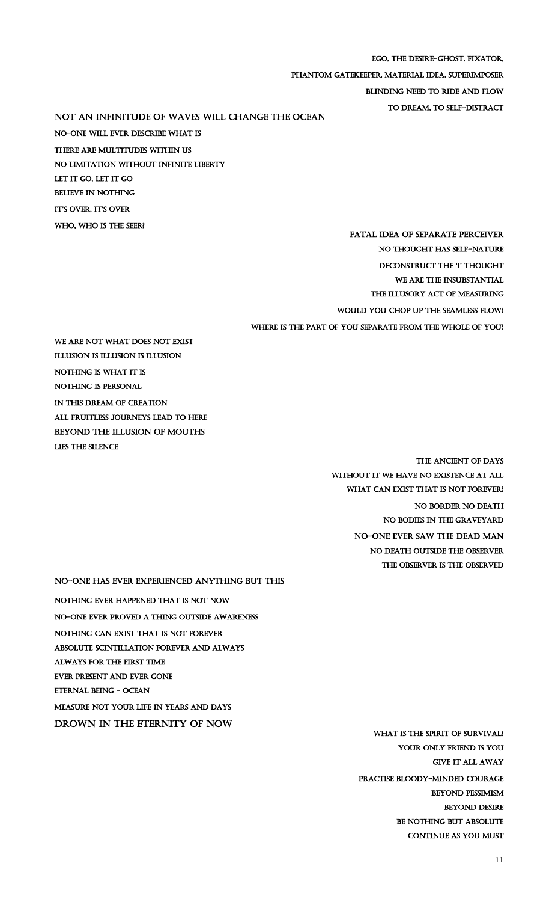EGO, THE DESIRE-GHOST, FIXATOR,
PHANTOM GATEKEEPER, MATERIAL IDEA, SUPERIMPOSER
BLINDING NEED TO RIDE AND FLOW
TO DREAM, TO SELF-DISTRACT

NOT AN INFINITUDE OF WAVES WILL CHANGE THE OCEAN
NO-ONE WILL EVER DESCRIBE WHAT IS
THERE ARE MULTITUDES WITHIN US
NO LIMITATION WITHOUT INFINITE LIBERTY
LET IT GO, LET IT GO
BELIEVE IN NOTHING
IT'S OVER, IT'S OVER
WHO, WHO IS THE SEER?

FATAL IDEA OF SEPARATE PERCEIVER
NO THOUGHT HAS SELF-NATURE
DECONSTRUCT THE 'I' THOUGHT
WE ARE THE INSUBSTANTIAL
THE ILLUSORY ACT OF MEASURING
WOULD YOU CHOP UP THE SEAMLESS FLOW?
WHERE IS THE PART OF YOU SEPARATE FROM THE WHOLE OF YOU?

WE ARE NOT WHAT DOES NOT EXIST
ILLUSION IS ILLUSION IS ILLUSION
NOTHING IS WHAT IT IS
NOTHING IS PERSONAL
IN THIS DREAM OF CREATION
ALL FRUITLESS JOURNEYS LEAD TO HERE
BEYOND THE ILLUSION OF MOUTHS
LIES THE SILENCE

THE ANCIENT OF DAYS
WITHOUT IT WE HAVE NO EXISTENCE AT ALL
WHAT CAN EXIST THAT IS NOT FOREVER?
NO BORDER NO DEATH
NO BODIES IN THE GRAVEYARD
NO-ONE EVER SAW THE DEAD MAN
NO DEATH OUTSIDE THE OBSERVER
THE OBSERVER IS THE OBSERVED

NO-ONE HAS EVER EXPERIENCED ANYTHING BUT THIS
NOTHING EVER HAPPENED THAT IS NOT NOW
NO-ONE EVER PROVED A THING OUTSIDE AWARENESS
NOTHING CAN EXIST THAT IS NOT FOREVER
ABSOLUTE SCINTILLATION FOREVER AND ALWAYS
ALWAYS FOR THE FIRST TIME
EVER PRESENT AND EVER GONE
ETERNAL BEING - OCEAN
MEASURE NOT YOUR LIFE IN YEARS AND DAYS
DROWN IN THE ETERNITY OF NOW

WHAT IS THE SPIRIT OF SURVIVAL?
YOUR ONLY FRIEND IS YOU
GIVE IT ALL AWAY
PRACTISE BLOODY-MINDED COURAGE
BEYOND PESSIMISM
BEYOND DESIRE
BE NOTHING BUT ABSOLUTE
CONTINUE AS YOU MUST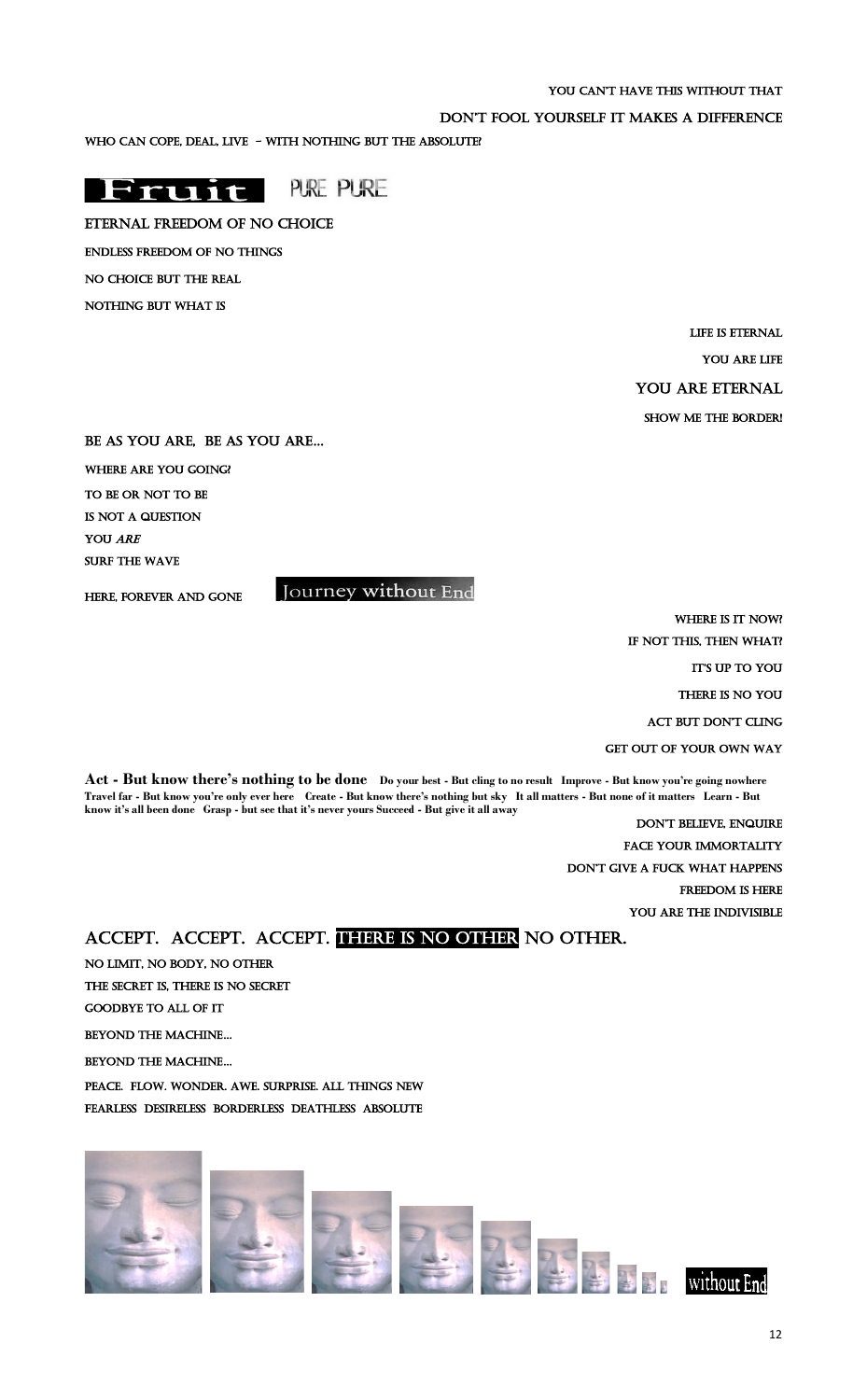YOU CAN'T HAVE THIS WITHOUT THAT

DON'T FOOL YOURSELF IT MAKES A DIFFERENCE

WHO CAN COPE, DEAL, LIVE – WITH NOTHING BUT THE ABSOLUTE?

**Fruit** PURE PURE

ETERNAL FREEDOM OF NO CHOICE

ENDLESS FREEDOM OF NO THINGS

NO CHOICE BUT THE REAL

NOTHING BUT WHAT IS

LIFE IS ETERNAL

YOU ARE LIFE

YOU ARE ETERNAL

SHOW ME THE BORDER!

BE AS YOU ARE, BE AS YOU ARE...

WHERE ARE YOU GOING?

TO BE OR NOT TO BE

IS NOT A QUESTION

YOU *ARE*

SURF THE WAVE

HERE, FOREVER AND GONE Journey without End

WHERE IS IT NOW?

IF NOT THIS, THEN WHAT?

IT'S UP TO YOU

THERE IS NO YOU

ACT BUT DON'T CLING

GET OUT OF YOUR OWN WAY

**Act - But know there's nothing to be done** **Do your best - But cling to no result Improve - But know you're going nowhere Travel far - But know you're only ever here Create - But know there's nothing but sky It all matters - But none of it matters Learn - But know it's all been done Grasp - but see that it's never yours Succeed - But give it all away**

DON'T BELIEVE, ENQUIRE

FACE YOUR IMMORTALITY

DON'T GIVE A FUCK WHAT HAPPENS

FREEDOM IS HERE

YOU ARE THE INDIVISIBLE

ACCEPT. ACCEPT. ACCEPT. THERE IS NO OTHER NO OTHER.

NO LIMIT, NO BODY, NO OTHER

THE SECRET IS, THERE IS NO SECRET

GOODBYE TO ALL OF IT

BEYOND THE MACHINE...

BEYOND THE MACHINE...

PEACE. FLOW. WONDER. AWE. SURPRISE. ALL THINGS NEW

FEARLESS DESIRELESS BORDERLESS DEATHLESS ABSOLUTE

without End